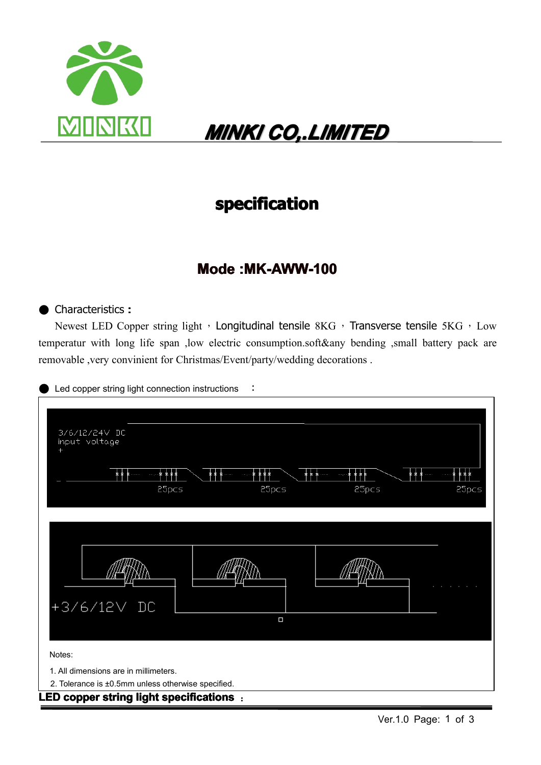# MINKI CO,.LIMITED

## specification

### Mode :MK-AWW-100

● Characteristics：

Newest LED Copper string light，Longitudinal tensile 8KG，Transverse tensile 5KG，Low temperatur with long life span ,low electric consumption.soft&any bending ,small battery pack are removable ,very convinient for Christmas/Event/party/wedding decorations .

● Led copper string light connection instructions ：

3/6/12/24V DC input voltage

+

\-

25pcs 25pcs 25pcs 25pcs

+3/6/12V DC

Notes:

1. All dimensions are in millimeters.
2. Tolerance is ±0.5mm unless otherwise specified.

**LED copper string light specifications ：**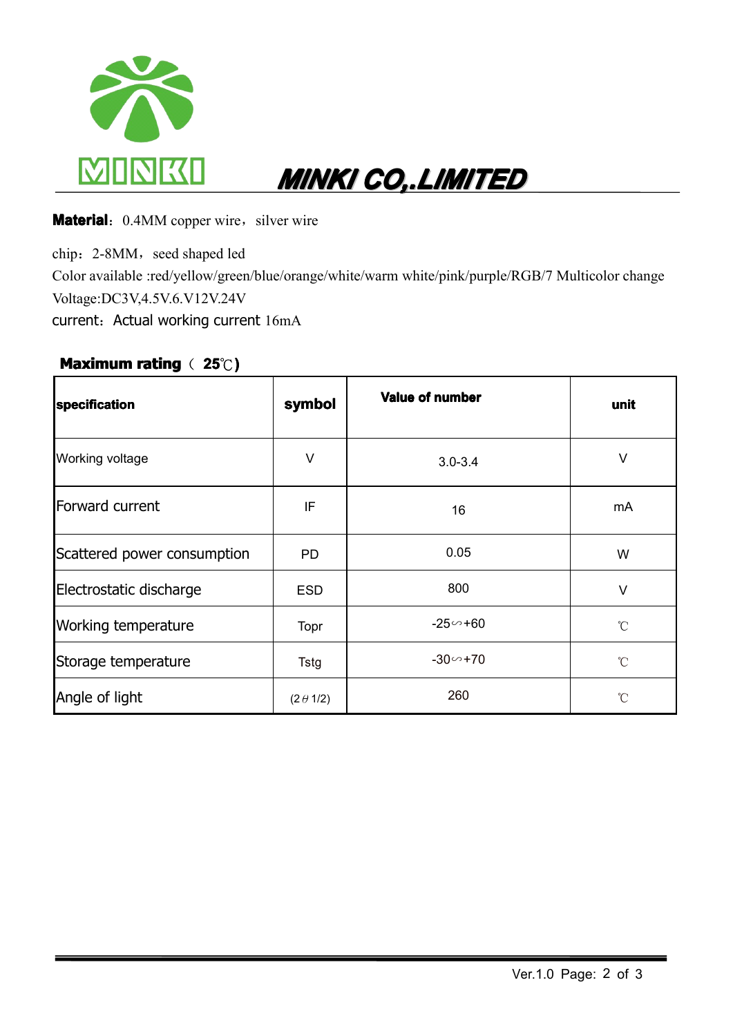MINKI

# MINKI CO,.LIMITED

**Material**：0.4MM copper wire，silver wire

chip：2-8MM，seed shaped led
Color available :red/yellow/green/blue/orange/white/warm white/pink/purple/RGB/7 Multicolor change
Voltage:DC3V,4.5V.6.V12V.24V
current：Actual working current 16mA

**Maximum rating**（ **25**℃**)**

| **specification** | **symbol** | **Value of number** | **unit** |
|---|---|---|---|
| Working voltage | V | 3.0-3.4 | V |
| Forward current | IF | 16 | mA |
| Scattered power consumption | PD | 0.05 | W |
| Electrostatic discharge | ESD | 800 | V |
| Working temperature | Topr | -25∽+60 | ℃ |
| Storage temperature | Tstg | -30∽+70 | ℃ |
| Angle of light | (2θ1/2) | 260 | ℃ |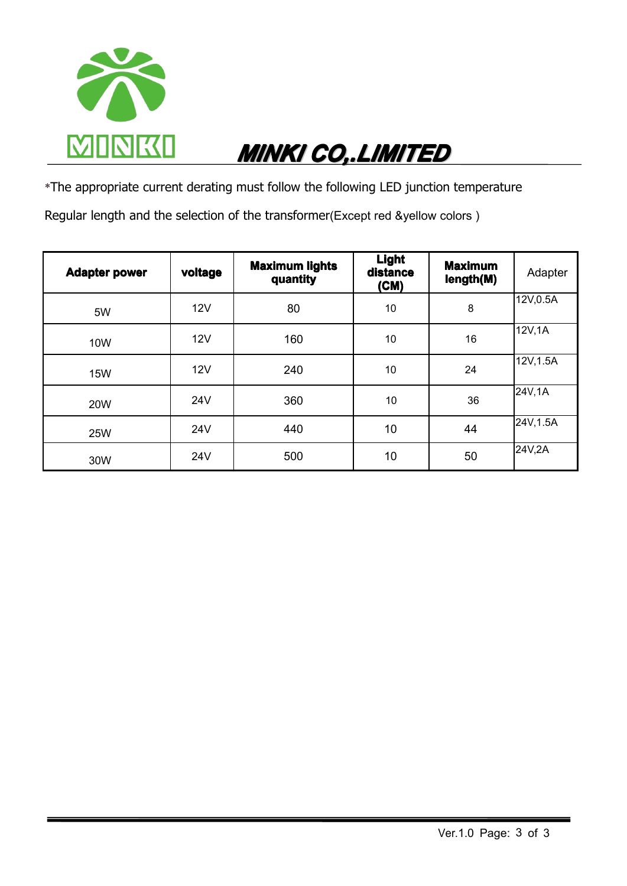# MINKI CO,.LIMITED

*The appropriate current derating must follow the following LED junction temperature

Regular length and the selection of the transformer(Except red &yellow colors )

| **Adapter power** | **voltage** | **Maximum lights quantity** | **Light distance (CM)** | **Maximum length(M)** | Adapter |
|---|---|---|---|---|---|
| 5W | 12V | 80 | 10 | 8 | 12V,0.5A |
| 10W | 12V | 160 | 10 | 16 | 12V,1A |
| 15W | 12V | 240 | 10 | 24 | 12V,1.5A |
| 20W | 24V | 360 | 10 | 36 | 24V,1A |
| 25W | 24V | 440 | 10 | 44 | 24V,1.5A |
| 30W | 24V | 500 | 10 | 50 | 24V,2A |